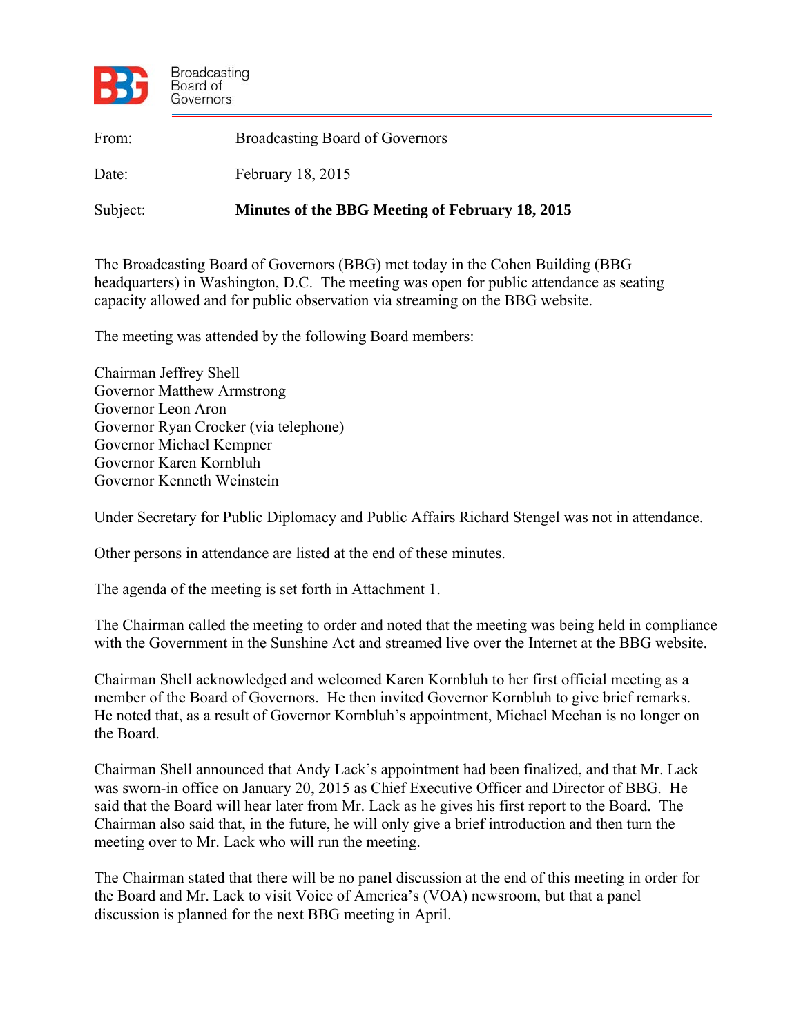Broadcasting Board of Governors

From: Broadcasting Board of Governors

Date: February 18, 2015

Subject: **Minutes of the BBG Meeting of February 18, 2015**

The Broadcasting Board of Governors (BBG) met today in the Cohen Building (BBG headquarters) in Washington, D.C. The meeting was open for public attendance as seating capacity allowed and for public observation via streaming on the BBG website.

The meeting was attended by the following Board members:

Chairman Jeffrey Shell
Governor Matthew Armstrong
Governor Leon Aron
Governor Ryan Crocker (via telephone)
Governor Michael Kempner
Governor Karen Kornbluh
Governor Kenneth Weinstein

Under Secretary for Public Diplomacy and Public Affairs Richard Stengel was not in attendance.

Other persons in attendance are listed at the end of these minutes.

The agenda of the meeting is set forth in Attachment 1.

The Chairman called the meeting to order and noted that the meeting was being held in compliance with the Government in the Sunshine Act and streamed live over the Internet at the BBG website.

Chairman Shell acknowledged and welcomed Karen Kornbluh to her first official meeting as a member of the Board of Governors. He then invited Governor Kornbluh to give brief remarks. He noted that, as a result of Governor Kornbluh's appointment, Michael Meehan is no longer on the Board.

Chairman Shell announced that Andy Lack's appointment had been finalized, and that Mr. Lack was sworn-in office on January 20, 2015 as Chief Executive Officer and Director of BBG. He said that the Board will hear later from Mr. Lack as he gives his first report to the Board. The Chairman also said that, in the future, he will only give a brief introduction and then turn the meeting over to Mr. Lack who will run the meeting.

The Chairman stated that there will be no panel discussion at the end of this meeting in order for the Board and Mr. Lack to visit Voice of America's (VOA) newsroom, but that a panel discussion is planned for the next BBG meeting in April.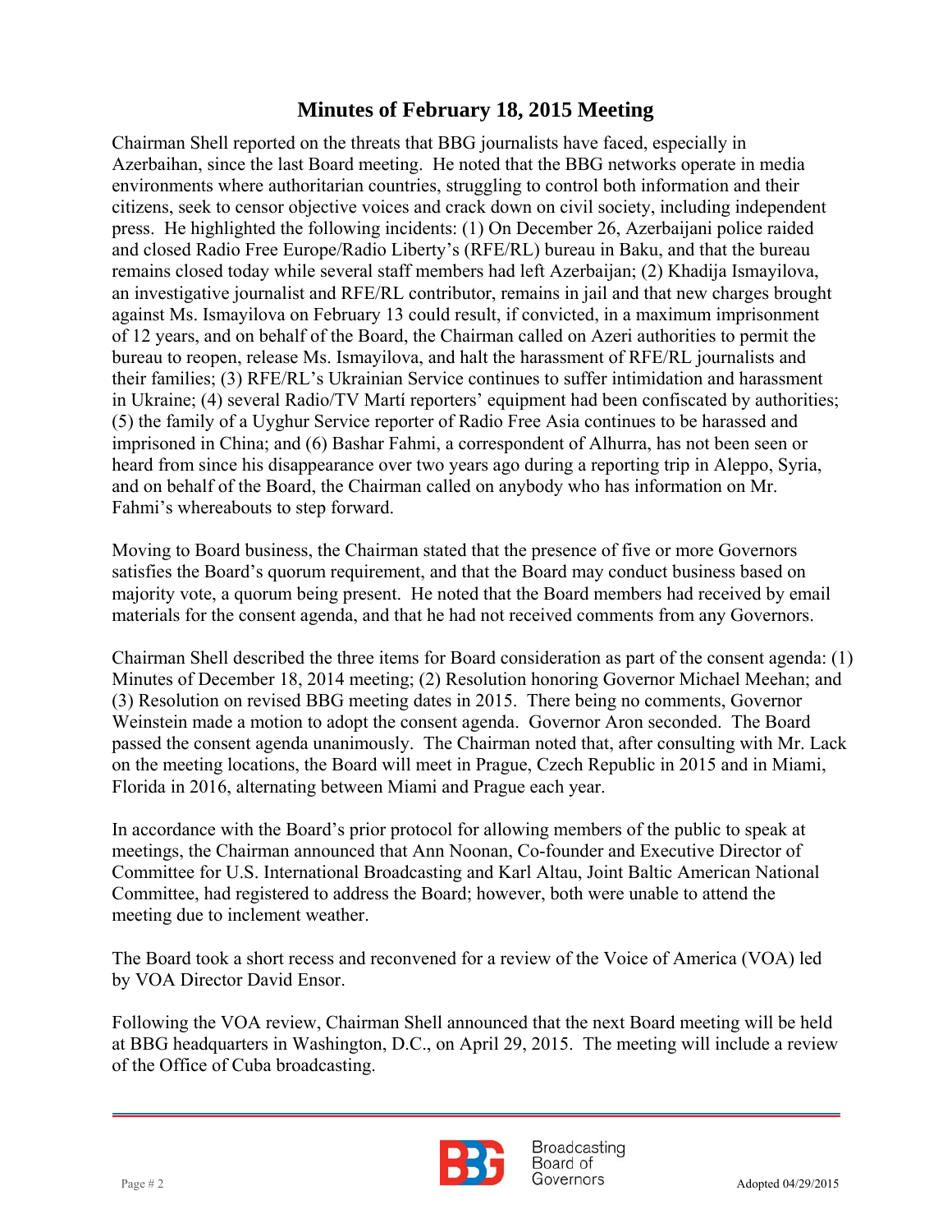## Minutes of February 18, 2015 Meeting

Chairman Shell reported on the threats that BBG journalists have faced, especially in Azerbaihan, since the last Board meeting. He noted that the BBG networks operate in media environments where authoritarian countries, struggling to control both information and their citizens, seek to censor objective voices and crack down on civil society, including independent press. He highlighted the following incidents: (1) On December 26, Azerbaijani police raided and closed Radio Free Europe/Radio Liberty's (RFE/RL) bureau in Baku, and that the bureau remains closed today while several staff members had left Azerbaijan; (2) Khadija Ismayilova, an investigative journalist and RFE/RL contributor, remains in jail and that new charges brought against Ms. Ismayilova on February 13 could result, if convicted, in a maximum imprisonment of 12 years, and on behalf of the Board, the Chairman called on Azeri authorities to permit the bureau to reopen, release Ms. Ismayilova, and halt the harassment of RFE/RL journalists and their families; (3) RFE/RL's Ukrainian Service continues to suffer intimidation and harassment in Ukraine; (4) several Radio/TV Martí reporters' equipment had been confiscated by authorities; (5) the family of a Uyghur Service reporter of Radio Free Asia continues to be harassed and imprisoned in China; and (6) Bashar Fahmi, a correspondent of Alhurra, has not been seen or heard from since his disappearance over two years ago during a reporting trip in Aleppo, Syria, and on behalf of the Board, the Chairman called on anybody who has information on Mr. Fahmi's whereabouts to step forward.

Moving to Board business, the Chairman stated that the presence of five or more Governors satisfies the Board's quorum requirement, and that the Board may conduct business based on majority vote, a quorum being present. He noted that the Board members had received by email materials for the consent agenda, and that he had not received comments from any Governors.

Chairman Shell described the three items for Board consideration as part of the consent agenda: (1) Minutes of December 18, 2014 meeting; (2) Resolution honoring Governor Michael Meehan; and (3) Resolution on revised BBG meeting dates in 2015. There being no comments, Governor Weinstein made a motion to adopt the consent agenda. Governor Aron seconded. The Board passed the consent agenda unanimously. The Chairman noted that, after consulting with Mr. Lack on the meeting locations, the Board will meet in Prague, Czech Republic in 2015 and in Miami, Florida in 2016, alternating between Miami and Prague each year.

In accordance with the Board's prior protocol for allowing members of the public to speak at meetings, the Chairman announced that Ann Noonan, Co-founder and Executive Director of Committee for U.S. International Broadcasting and Karl Altau, Joint Baltic American National Committee, had registered to address the Board; however, both were unable to attend the meeting due to inclement weather.

The Board took a short recess and reconvened for a review of the Voice of America (VOA) led by VOA Director David Ensor.

Following the VOA review, Chairman Shell announced that the next Board meeting will be held at BBG headquarters in Washington, D.C., on April 29, 2015. The meeting will include a review of the Office of Cuba broadcasting.

Adopted 04/29/2015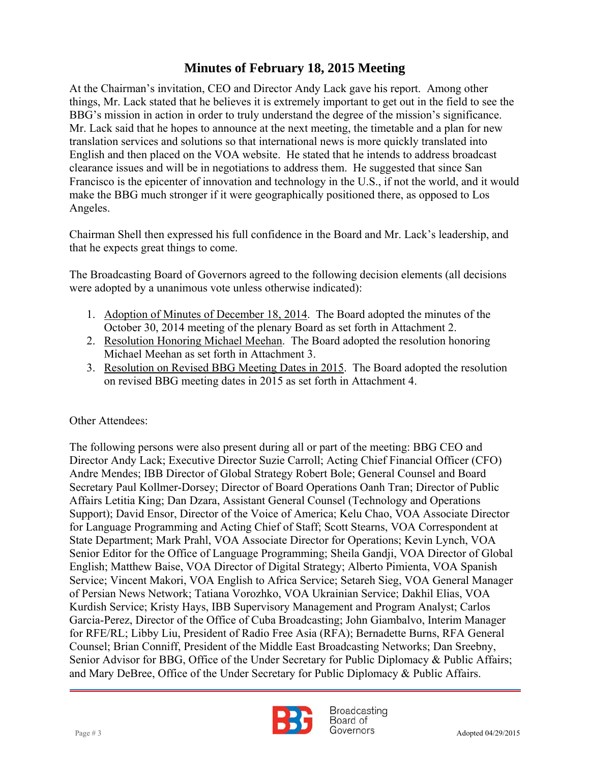## Minutes of February 18, 2015 Meeting

At the Chairman's invitation, CEO and Director Andy Lack gave his report. Among other things, Mr. Lack stated that he believes it is extremely important to get out in the field to see the BBG's mission in action in order to truly understand the degree of the mission's significance. Mr. Lack said that he hopes to announce at the next meeting, the timetable and a plan for new translation services and solutions so that international news is more quickly translated into English and then placed on the VOA website. He stated that he intends to address broadcast clearance issues and will be in negotiations to address them. He suggested that since San Francisco is the epicenter of innovation and technology in the U.S., if not the world, and it would make the BBG much stronger if it were geographically positioned there, as opposed to Los Angeles.

Chairman Shell then expressed his full confidence in the Board and Mr. Lack's leadership, and that he expects great things to come.

The Broadcasting Board of Governors agreed to the following decision elements (all decisions were adopted by a unanimous vote unless otherwise indicated):

1. Adoption of Minutes of December 18, 2014. The Board adopted the minutes of the October 30, 2014 meeting of the plenary Board as set forth in Attachment 2.
2. Resolution Honoring Michael Meehan. The Board adopted the resolution honoring Michael Meehan as set forth in Attachment 3.
3. Resolution on Revised BBG Meeting Dates in 2015. The Board adopted the resolution on revised BBG meeting dates in 2015 as set forth in Attachment 4.

Other Attendees:

The following persons were also present during all or part of the meeting: BBG CEO and Director Andy Lack; Executive Director Suzie Carroll; Acting Chief Financial Officer (CFO) Andre Mendes; IBB Director of Global Strategy Robert Bole; General Counsel and Board Secretary Paul Kollmer-Dorsey; Director of Board Operations Oanh Tran; Director of Public Affairs Letitia King; Dan Dzara, Assistant General Counsel (Technology and Operations Support); David Ensor, Director of the Voice of America; Kelu Chao, VOA Associate Director for Language Programming and Acting Chief of Staff; Scott Stearns, VOA Correspondent at State Department; Mark Prahl, VOA Associate Director for Operations; Kevin Lynch, VOA Senior Editor for the Office of Language Programming; Sheila Gandji, VOA Director of Global English; Matthew Baise, VOA Director of Digital Strategy; Alberto Pimienta, VOA Spanish Service; Vincent Makori, VOA English to Africa Service; Setareh Sieg, VOA General Manager of Persian News Network; Tatiana Vorozhko, VOA Ukrainian Service; Dakhil Elias, VOA Kurdish Service; Kristy Hays, IBB Supervisory Management and Program Analyst; Carlos Garcia-Perez, Director of the Office of Cuba Broadcasting; John Giambalvo, Interim Manager for RFE/RL; Libby Liu, President of Radio Free Asia (RFA); Bernadette Burns, RFA General Counsel; Brian Conniff, President of the Middle East Broadcasting Networks; Dan Sreebny, Senior Advisor for BBG, Office of the Under Secretary for Public Diplomacy & Public Affairs; and Mary DeBree, Office of the Under Secretary for Public Diplomacy & Public Affairs.

Adopted 04/29/2015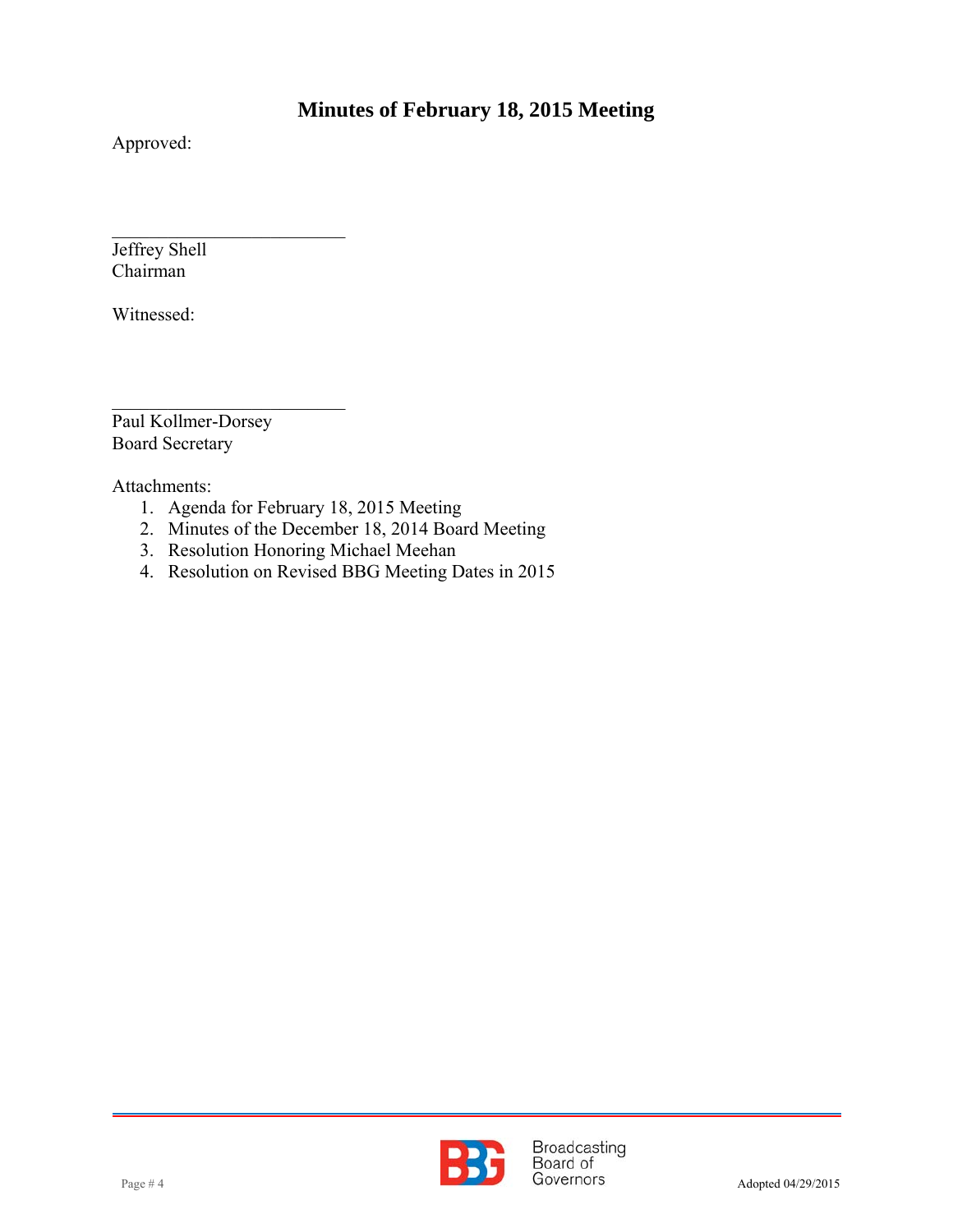## Minutes of February 18, 2015 Meeting

Approved:

\_\_\_\_\_\_\_\_\_\_\_\_\_\_\_\_\_\_\_\_\_\_\_\_\_\_\_\_

Jeffrey Shell
Chairman

Witnessed:

\_\_\_\_\_\_\_\_\_\_\_\_\_\_\_\_\_\_\_\_\_\_\_\_\_\_\_\_

Paul Kollmer-Dorsey
Board Secretary

Attachments:

1. Agenda for February 18, 2015 Meeting
2. Minutes of the December 18, 2014 Board Meeting
3. Resolution Honoring Michael Meehan
4. Resolution on Revised BBG Meeting Dates in 2015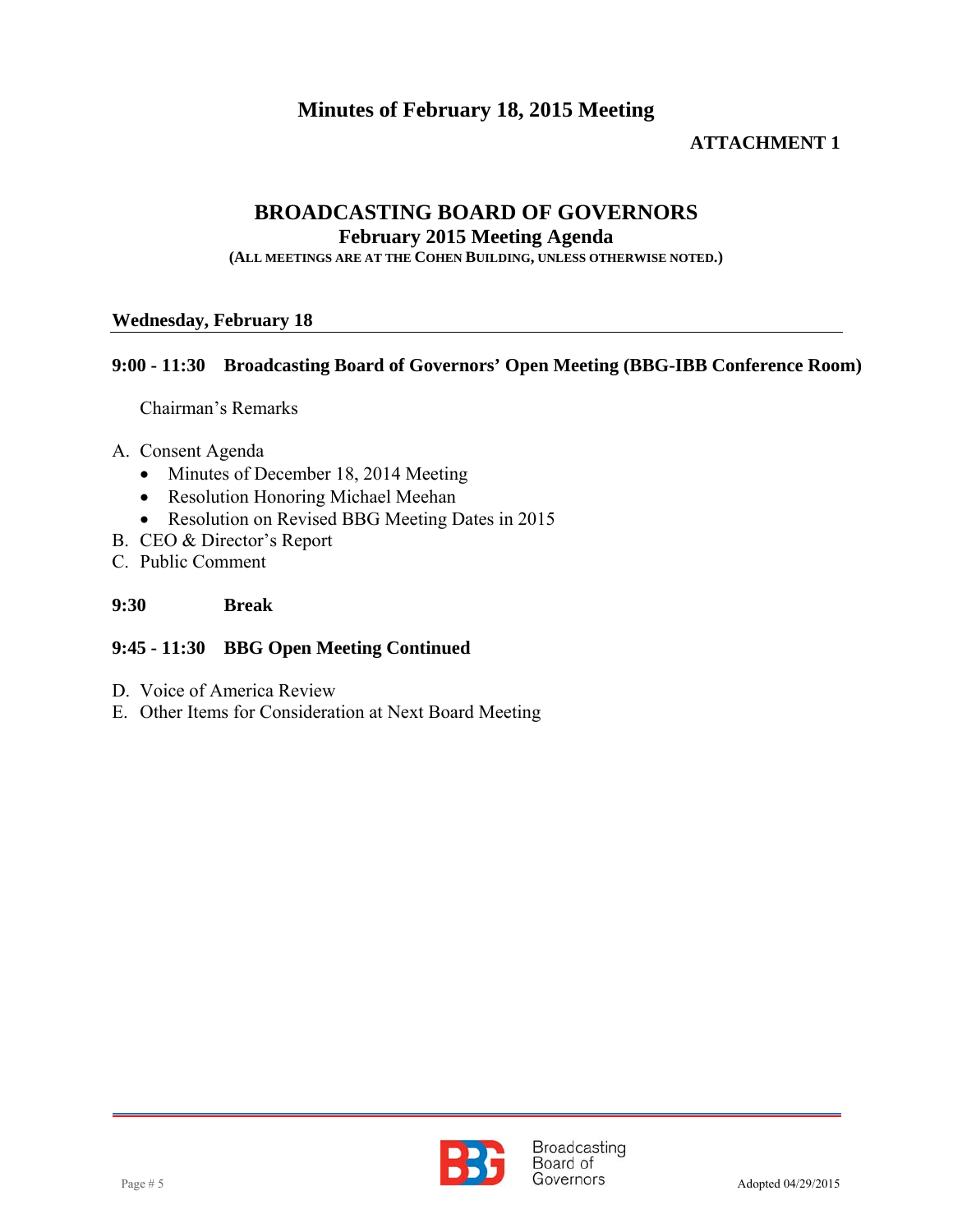ATTACHMENT 1

# BROADCASTING BOARD OF GOVERNORS

## February 2015 Meeting Agenda

**(ALL MEETINGS ARE AT THE COHEN BUILDING, UNLESS OTHERWISE NOTED.)**

**Wednesday, February 18**

**9:00 - 11:30 Broadcasting Board of Governors' Open Meeting (BBG-IBB Conference Room)**

Chairman's Remarks

A. Consent Agenda
   - Minutes of December 18, 2014 Meeting
   - Resolution Honoring Michael Meehan
   - Resolution on Revised BBG Meeting Dates in 2015

B. CEO & Director's Report

C. Public Comment

**9:30 Break**

**9:45 - 11:30 BBG Open Meeting Continued**

D. Voice of America Review

E. Other Items for Consideration at Next Board Meeting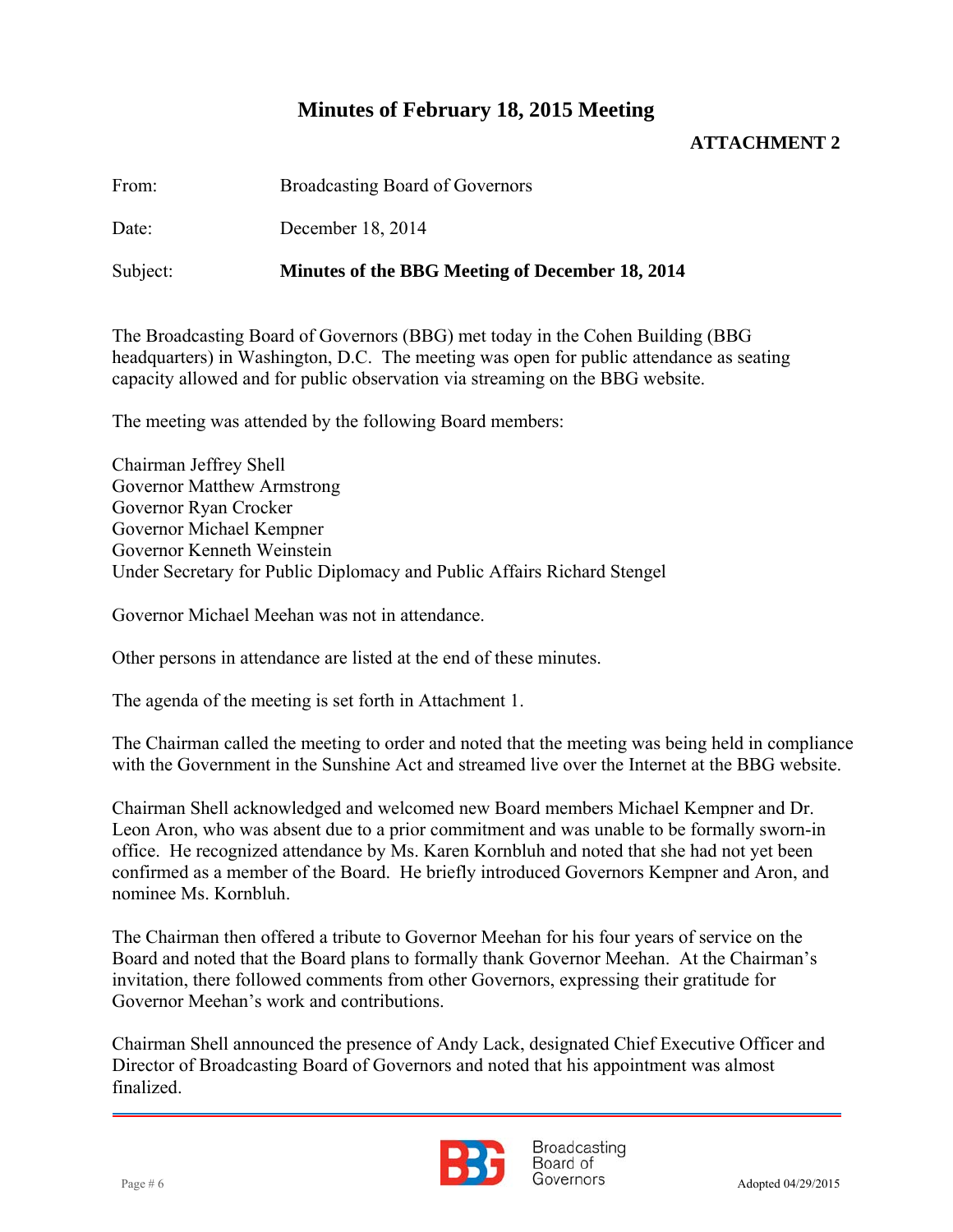# Minutes of February 18, 2015 Meeting

**ATTACHMENT 2**

From: Broadcasting Board of Governors

Date: December 18, 2014

Subject: **Minutes of the BBG Meeting of December 18, 2014**

The Broadcasting Board of Governors (BBG) met today in the Cohen Building (BBG headquarters) in Washington, D.C. The meeting was open for public attendance as seating capacity allowed and for public observation via streaming on the BBG website.

The meeting was attended by the following Board members:

Chairman Jeffrey Shell
Governor Matthew Armstrong
Governor Ryan Crocker
Governor Michael Kempner
Governor Kenneth Weinstein
Under Secretary for Public Diplomacy and Public Affairs Richard Stengel

Governor Michael Meehan was not in attendance.

Other persons in attendance are listed at the end of these minutes.

The agenda of the meeting is set forth in Attachment 1.

The Chairman called the meeting to order and noted that the meeting was being held in compliance with the Government in the Sunshine Act and streamed live over the Internet at the BBG website.

Chairman Shell acknowledged and welcomed new Board members Michael Kempner and Dr. Leon Aron, who was absent due to a prior commitment and was unable to be formally sworn-in office. He recognized attendance by Ms. Karen Kornbluh and noted that she had not yet been confirmed as a member of the Board. He briefly introduced Governors Kempner and Aron, and nominee Ms. Kornbluh.

The Chairman then offered a tribute to Governor Meehan for his four years of service on the Board and noted that the Board plans to formally thank Governor Meehan. At the Chairman's invitation, there followed comments from other Governors, expressing their gratitude for Governor Meehan's work and contributions.

Chairman Shell announced the presence of Andy Lack, designated Chief Executive Officer and Director of Broadcasting Board of Governors and noted that his appointment was almost finalized.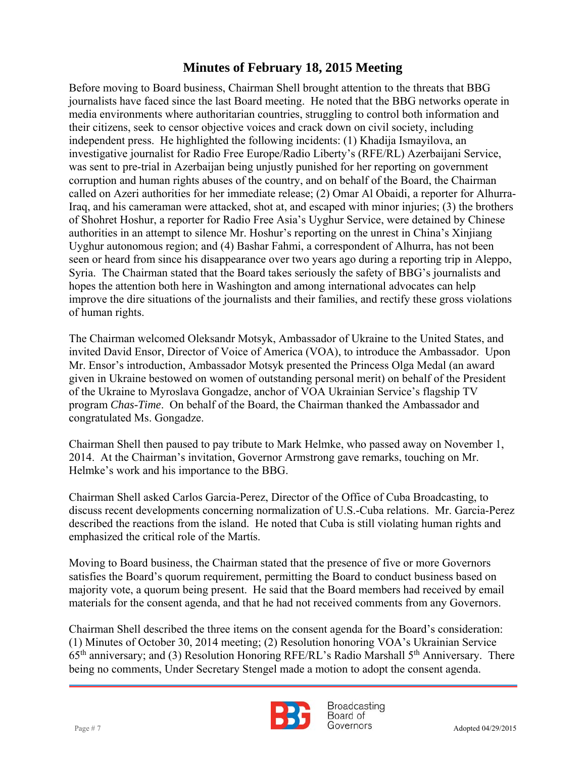# Minutes of February 18, 2015 Meeting

Before moving to Board business, Chairman Shell brought attention to the threats that BBG journalists have faced since the last Board meeting. He noted that the BBG networks operate in media environments where authoritarian countries, struggling to control both information and their citizens, seek to censor objective voices and crack down on civil society, including independent press. He highlighted the following incidents: (1) Khadija Ismayilova, an investigative journalist for Radio Free Europe/Radio Liberty's (RFE/RL) Azerbaijani Service, was sent to pre-trial in Azerbaijan being unjustly punished for her reporting on government corruption and human rights abuses of the country, and on behalf of the Board, the Chairman called on Azeri authorities for her immediate release; (2) Omar Al Obaidi, a reporter for Alhurra-Iraq, and his cameraman were attacked, shot at, and escaped with minor injuries; (3) the brothers of Shohret Hoshur, a reporter for Radio Free Asia's Uyghur Service, were detained by Chinese authorities in an attempt to silence Mr. Hoshur's reporting on the unrest in China's Xinjiang Uyghur autonomous region; and (4) Bashar Fahmi, a correspondent of Alhurra, has not been seen or heard from since his disappearance over two years ago during a reporting trip in Aleppo, Syria. The Chairman stated that the Board takes seriously the safety of BBG's journalists and hopes the attention both here in Washington and among international advocates can help improve the dire situations of the journalists and their families, and rectify these gross violations of human rights.

The Chairman welcomed Oleksandr Motsyk, Ambassador of Ukraine to the United States, and invited David Ensor, Director of Voice of America (VOA), to introduce the Ambassador. Upon Mr. Ensor's introduction, Ambassador Motsyk presented the Princess Olga Medal (an award given in Ukraine bestowed on women of outstanding personal merit) on behalf of the President of the Ukraine to Myroslava Gongadze, anchor of VOA Ukrainian Service's flagship TV program *Chas-Time*. On behalf of the Board, the Chairman thanked the Ambassador and congratulated Ms. Gongadze.

Chairman Shell then paused to pay tribute to Mark Helmke, who passed away on November 1, 2014. At the Chairman's invitation, Governor Armstrong gave remarks, touching on Mr. Helmke's work and his importance to the BBG.

Chairman Shell asked Carlos Garcia-Perez, Director of the Office of Cuba Broadcasting, to discuss recent developments concerning normalization of U.S.-Cuba relations. Mr. Garcia-Perez described the reactions from the island. He noted that Cuba is still violating human rights and emphasized the critical role of the Martís.

Moving to Board business, the Chairman stated that the presence of five or more Governors satisfies the Board's quorum requirement, permitting the Board to conduct business based on majority vote, a quorum being present. He said that the Board members had received by email materials for the consent agenda, and that he had not received comments from any Governors.

Chairman Shell described the three items on the consent agenda for the Board's consideration: (1) Minutes of October 30, 2014 meeting; (2) Resolution honoring VOA's Ukrainian Service 65th anniversary; and (3) Resolution Honoring RFE/RL's Radio Marshall 5th Anniversary. There being no comments, Under Secretary Stengel made a motion to adopt the consent agenda.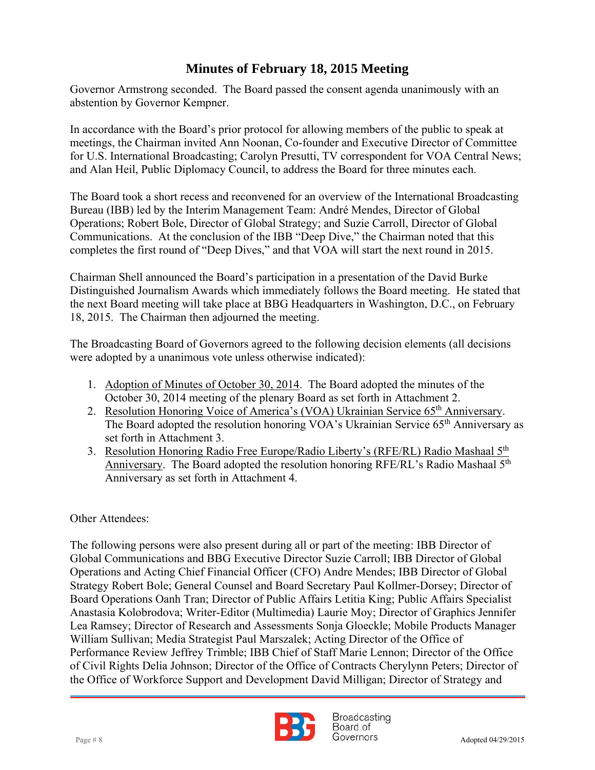# Minutes of February 18, 2015 Meeting

Governor Armstrong seconded. The Board passed the consent agenda unanimously with an abstention by Governor Kempner.

In accordance with the Board's prior protocol for allowing members of the public to speak at meetings, the Chairman invited Ann Noonan, Co-founder and Executive Director of Committee for U.S. International Broadcasting; Carolyn Presutti, TV correspondent for VOA Central News; and Alan Heil, Public Diplomacy Council, to address the Board for three minutes each.

The Board took a short recess and reconvened for an overview of the International Broadcasting Bureau (IBB) led by the Interim Management Team: André Mendes, Director of Global Operations; Robert Bole, Director of Global Strategy; and Suzie Carroll, Director of Global Communications. At the conclusion of the IBB "Deep Dive," the Chairman noted that this completes the first round of "Deep Dives," and that VOA will start the next round in 2015.

Chairman Shell announced the Board's participation in a presentation of the David Burke Distinguished Journalism Awards which immediately follows the Board meeting. He stated that the next Board meeting will take place at BBG Headquarters in Washington, D.C., on February 18, 2015. The Chairman then adjourned the meeting.

The Broadcasting Board of Governors agreed to the following decision elements (all decisions were adopted by a unanimous vote unless otherwise indicated):

1. Adoption of Minutes of October 30, 2014. The Board adopted the minutes of the October 30, 2014 meeting of the plenary Board as set forth in Attachment 2.
2. Resolution Honoring Voice of America's (VOA) Ukrainian Service 65th Anniversary. The Board adopted the resolution honoring VOA's Ukrainian Service 65th Anniversary as set forth in Attachment 3.
3. Resolution Honoring Radio Free Europe/Radio Liberty's (RFE/RL) Radio Mashaal 5th Anniversary. The Board adopted the resolution honoring RFE/RL's Radio Mashaal 5th Anniversary as set forth in Attachment 4.

Other Attendees:

The following persons were also present during all or part of the meeting: IBB Director of Global Communications and BBG Executive Director Suzie Carroll; IBB Director of Global Operations and Acting Chief Financial Officer (CFO) Andre Mendes; IBB Director of Global Strategy Robert Bole; General Counsel and Board Secretary Paul Kollmer-Dorsey; Director of Board Operations Oanh Tran; Director of Public Affairs Letitia King; Public Affairs Specialist Anastasia Kolobrodova; Writer-Editor (Multimedia) Laurie Moy; Director of Graphics Jennifer Lea Ramsey; Director of Research and Assessments Sonja Gloeckle; Mobile Products Manager William Sullivan; Media Strategist Paul Marszalek; Acting Director of the Office of Performance Review Jeffrey Trimble; IBB Chief of Staff Marie Lennon; Director of the Office of Civil Rights Delia Johnson; Director of the Office of Contracts Cherylynn Peters; Director of the Office of Workforce Support and Development David Milligan; Director of Strategy and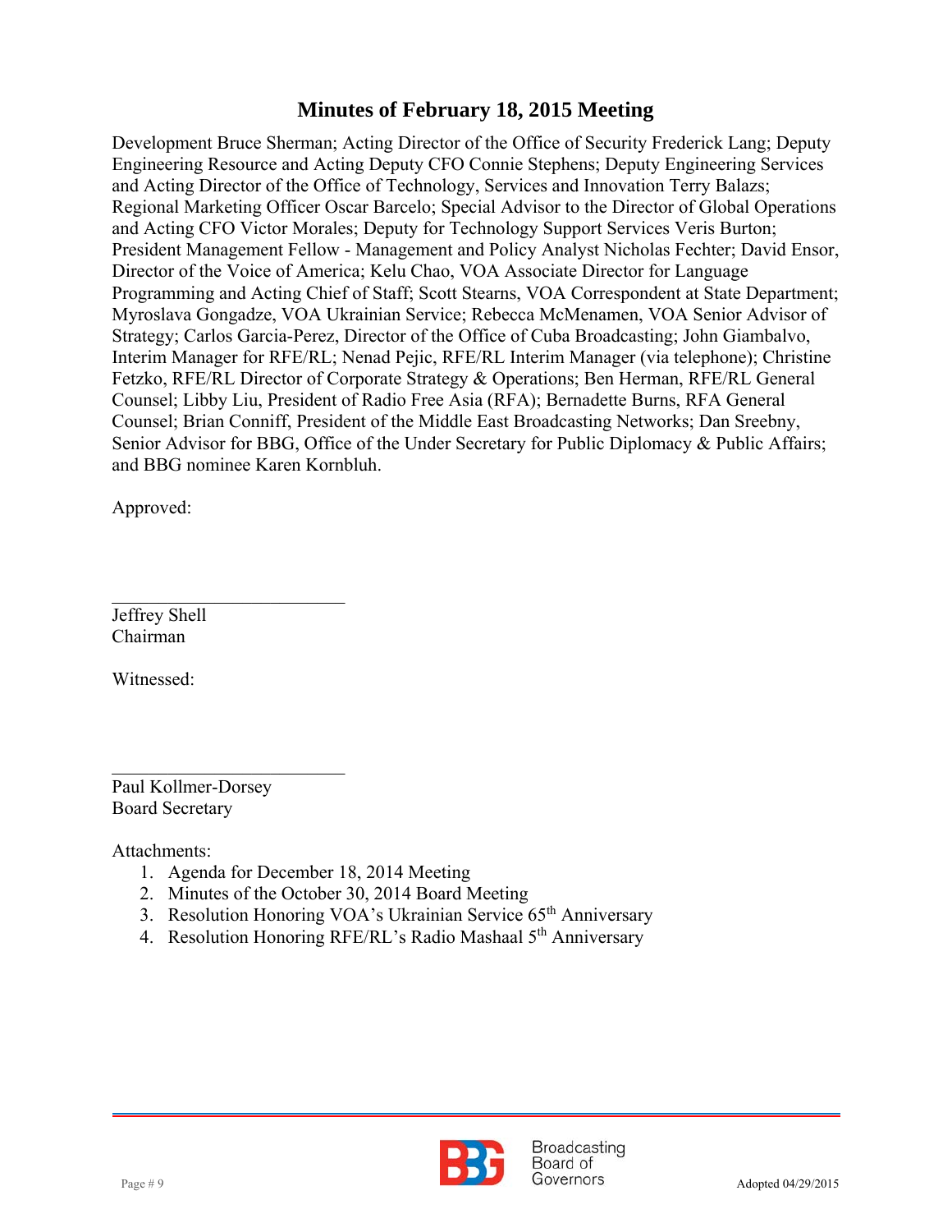Development Bruce Sherman; Acting Director of the Office of Security Frederick Lang; Deputy Engineering Resource and Acting Deputy CFO Connie Stephens; Deputy Engineering Services and Acting Director of the Office of Technology, Services and Innovation Terry Balazs; Regional Marketing Officer Oscar Barcelo; Special Advisor to the Director of Global Operations and Acting CFO Victor Morales; Deputy for Technology Support Services Veris Burton; President Management Fellow - Management and Policy Analyst Nicholas Fechter; David Ensor, Director of the Voice of America; Kelu Chao, VOA Associate Director for Language Programming and Acting Chief of Staff; Scott Stearns, VOA Correspondent at State Department; Myroslava Gongadze, VOA Ukrainian Service; Rebecca McMenamen, VOA Senior Advisor of Strategy; Carlos Garcia-Perez, Director of the Office of Cuba Broadcasting; John Giambalvo, Interim Manager for RFE/RL; Nenad Pejic, RFE/RL Interim Manager (via telephone); Christine Fetzko, RFE/RL Director of Corporate Strategy & Operations; Ben Herman, RFE/RL General Counsel; Libby Liu, President of Radio Free Asia (RFA); Bernadette Burns, RFA General Counsel; Brian Conniff, President of the Middle East Broadcasting Networks; Dan Sreebny, Senior Advisor for BBG, Office of the Under Secretary for Public Diplomacy & Public Affairs; and BBG nominee Karen Kornbluh.

Approved:

\_\_\_\_\_\_\_\_\_\_\_\_\_\_\_\_\_\_\_\_\_\_\_\_\_\_\_\_

Jeffrey Shell
Chairman

Witnessed:

\_\_\_\_\_\_\_\_\_\_\_\_\_\_\_\_\_\_\_\_\_\_\_\_\_\_\_\_

Paul Kollmer-Dorsey
Board Secretary

Attachments:

1. Agenda for December 18, 2014 Meeting
2. Minutes of the October 30, 2014 Board Meeting
3. Resolution Honoring VOA's Ukrainian Service 65th Anniversary
4. Resolution Honoring RFE/RL's Radio Mashaal 5th Anniversary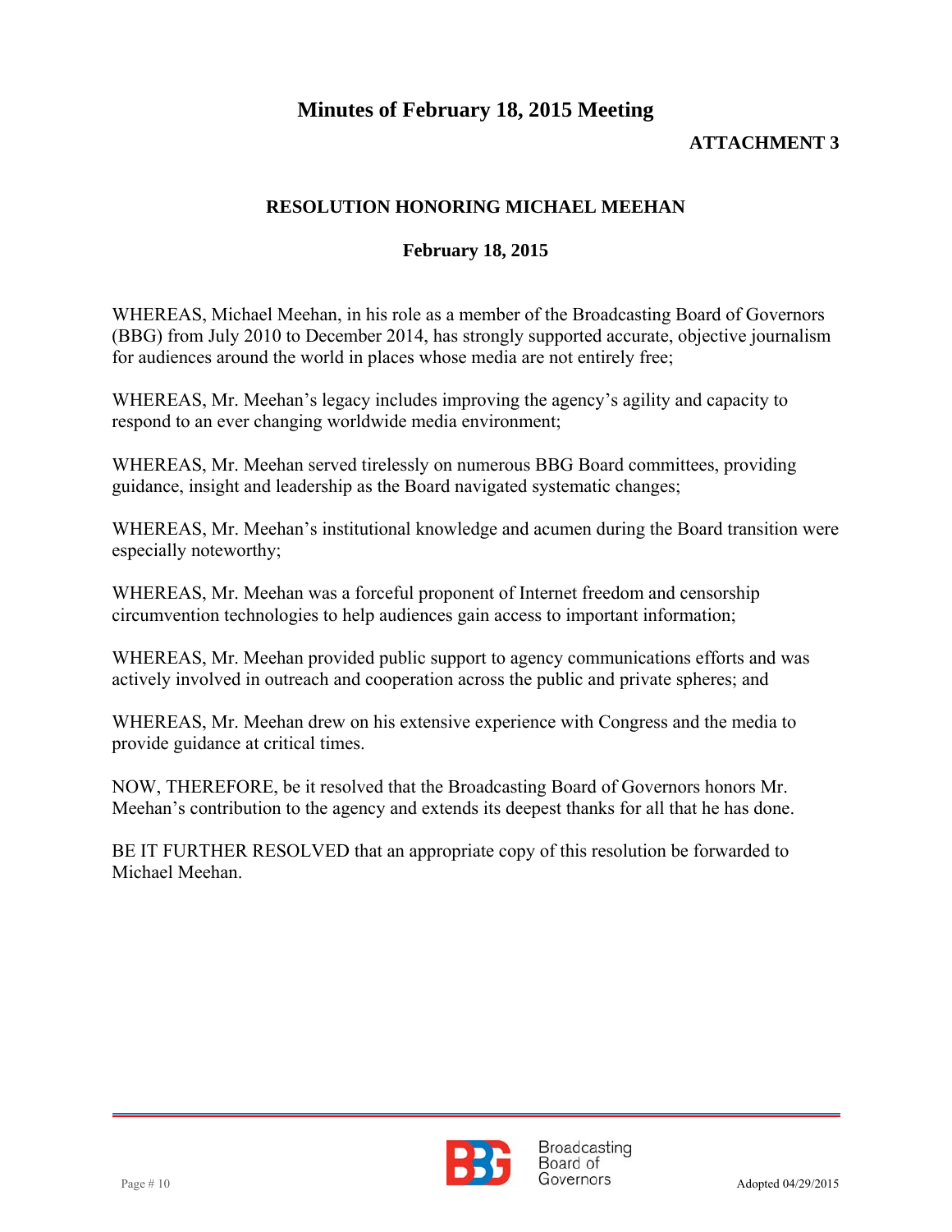# Minutes of February 18, 2015 Meeting

**ATTACHMENT 3**

## RESOLUTION HONORING MICHAEL MEEHAN

**February 18, 2015**

WHEREAS, Michael Meehan, in his role as a member of the Broadcasting Board of Governors (BBG) from July 2010 to December 2014, has strongly supported accurate, objective journalism for audiences around the world in places whose media are not entirely free;

WHEREAS, Mr. Meehan's legacy includes improving the agency's agility and capacity to respond to an ever changing worldwide media environment;

WHEREAS, Mr. Meehan served tirelessly on numerous BBG Board committees, providing guidance, insight and leadership as the Board navigated systematic changes;

WHEREAS, Mr. Meehan's institutional knowledge and acumen during the Board transition were especially noteworthy;

WHEREAS, Mr. Meehan was a forceful proponent of Internet freedom and censorship circumvention technologies to help audiences gain access to important information;

WHEREAS, Mr. Meehan provided public support to agency communications efforts and was actively involved in outreach and cooperation across the public and private spheres; and

WHEREAS, Mr. Meehan drew on his extensive experience with Congress and the media to provide guidance at critical times.

NOW, THEREFORE, be it resolved that the Broadcasting Board of Governors honors Mr. Meehan's contribution to the agency and extends its deepest thanks for all that he has done.

BE IT FURTHER RESOLVED that an appropriate copy of this resolution be forwarded to Michael Meehan.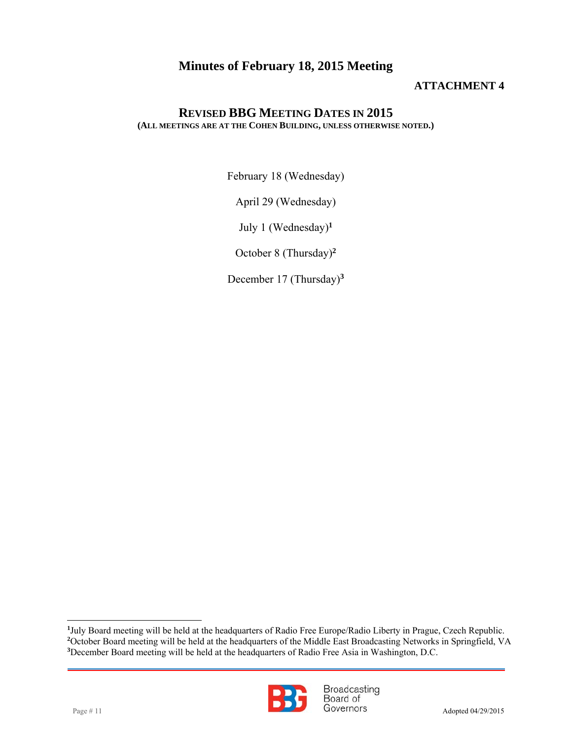# Minutes of February 18, 2015 Meeting

**ATTACHMENT 4**

## REVISED BBG MEETING DATES IN 2015

**(ALL MEETINGS ARE AT THE COHEN BUILDING, UNLESS OTHERWISE NOTED.)**

February 18 (Wednesday)

April 29 (Wednesday)

July 1 (Wednesday)[1]

October 8 (Thursday)[2]

December 17 (Thursday)[3]

---

[1] July Board meeting will be held at the headquarters of Radio Free Europe/Radio Liberty in Prague, Czech Republic.

[2] October Board meeting will be held at the headquarters of the Middle East Broadcasting Networks in Springfield, VA

[3] December Board meeting will be held at the headquarters of Radio Free Asia in Washington, D.C.

Adopted 04/29/2015